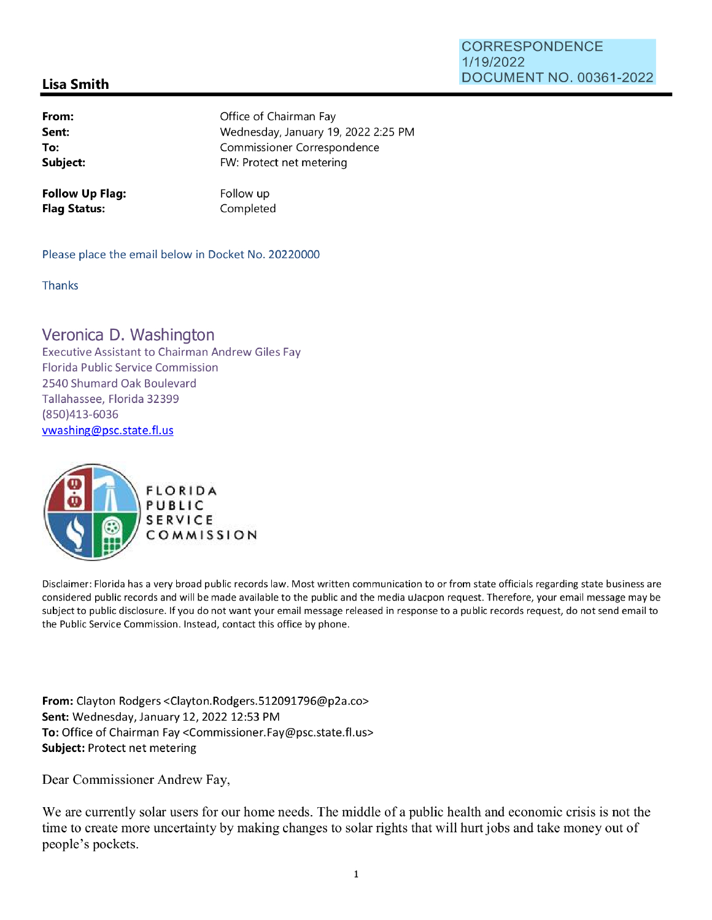CORRESPONDENCE
1/19/2022
DOCUMENT NO. 00361-2022

## Lisa Smith

| | |
|---|---|
| **From:** | Office of Chairman Fay |
| **Sent:** | Wednesday, January 19, 2022 2:25 PM |
| **To:** | Commissioner Correspondence |
| **Subject:** | FW: Protect net metering |

| | |
|---|---|
| **Follow Up Flag:** | Follow up |
| **Flag Status:** | Completed |

Please place the email below in Docket No. 20220000

Thanks

Veronica D. Washington
Executive Assistant to Chairman Andrew Giles Fay
Florida Public Service Commission
2540 Shumard Oak Boulevard
Tallahassee, Florida 32399
(850)413-6036
vwashing@psc.state.fl.us

FLORIDA PUBLIC SERVICE COMMISSION

Disclaimer: Florida has a very broad public records law. Most written communication to or from state officials regarding state business are considered public records and will be made available to the public and the media uJacpon request. Therefore, your email message may be subject to public disclosure. If you do not want your email message released in response to a public records request, do not send email to the Public Service Commission. Instead, contact this office by phone.

**From:** Clayton Rodgers <Clayton.Rodgers.512091796@p2a.co>
**Sent:** Wednesday, January 12, 2022 12:53 PM
**To:** Office of Chairman Fay <Commissioner.Fay@psc.state.fl.us>
**Subject:** Protect net metering

Dear Commissioner Andrew Fay,

We are currently solar users for our home needs. The middle of a public health and economic crisis is not the time to create more uncertainty by making changes to solar rights that will hurt jobs and take money out of people's pockets.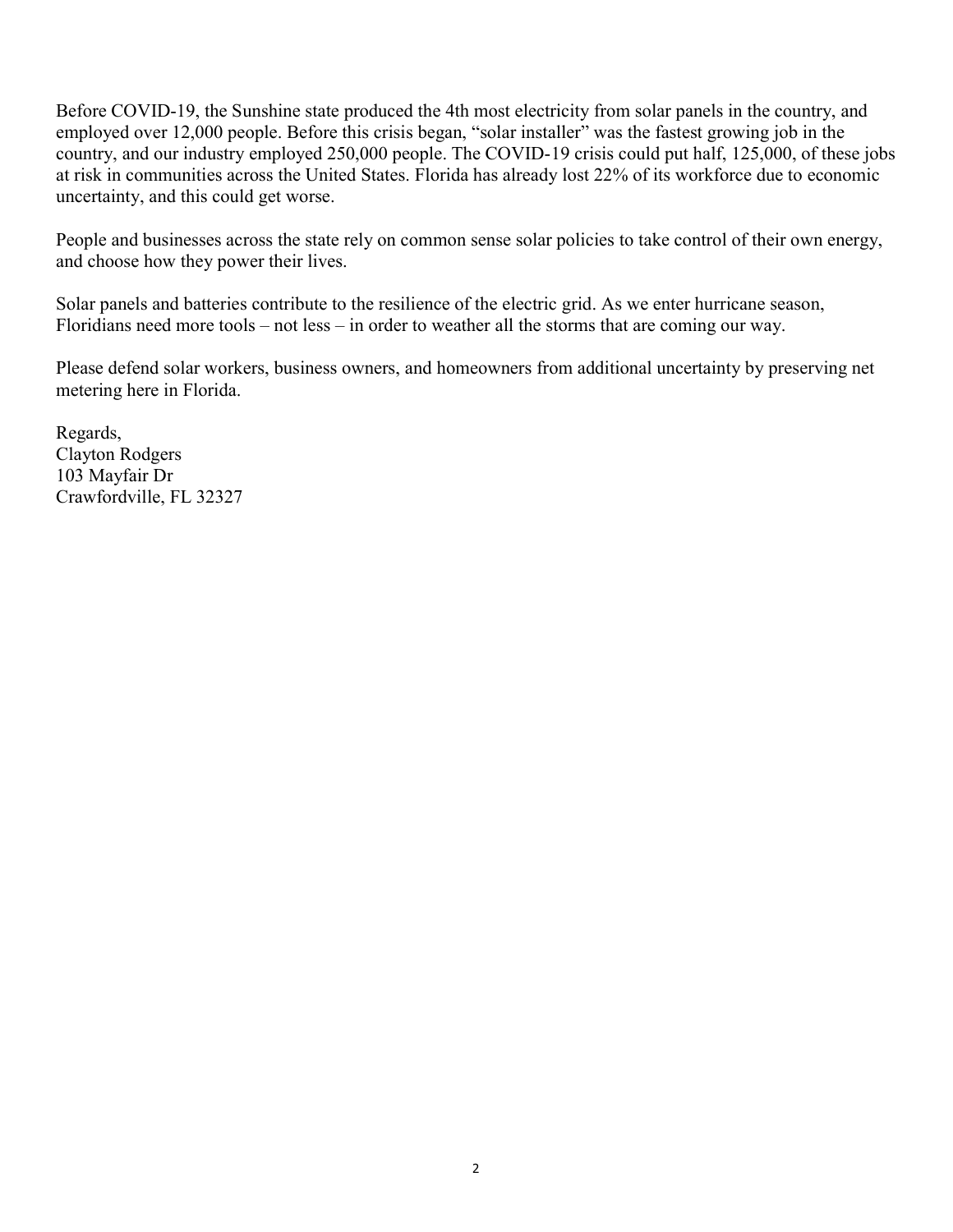Before COVID-19, the Sunshine state produced the 4th most electricity from solar panels in the country, and employed over 12,000 people. Before this crisis began, "solar installer" was the fastest growing job in the country, and our industry employed 250,000 people. The COVID-19 crisis could put half, 125,000, of these jobs at risk in communities across the United States. Florida has already lost 22% of its workforce due to economic uncertainty, and this could get worse.

People and businesses across the state rely on common sense solar policies to take control of their own energy, and choose how they power their lives.

Solar panels and batteries contribute to the resilience of the electric grid. As we enter hurricane season, Floridians need more tools – not less – in order to weather all the storms that are coming our way.

Please defend solar workers, business owners, and homeowners from additional uncertainty by preserving net metering here in Florida.

Regards,  
Clayton Rodgers  
103 Mayfair Dr  
Crawfordville, FL 32327